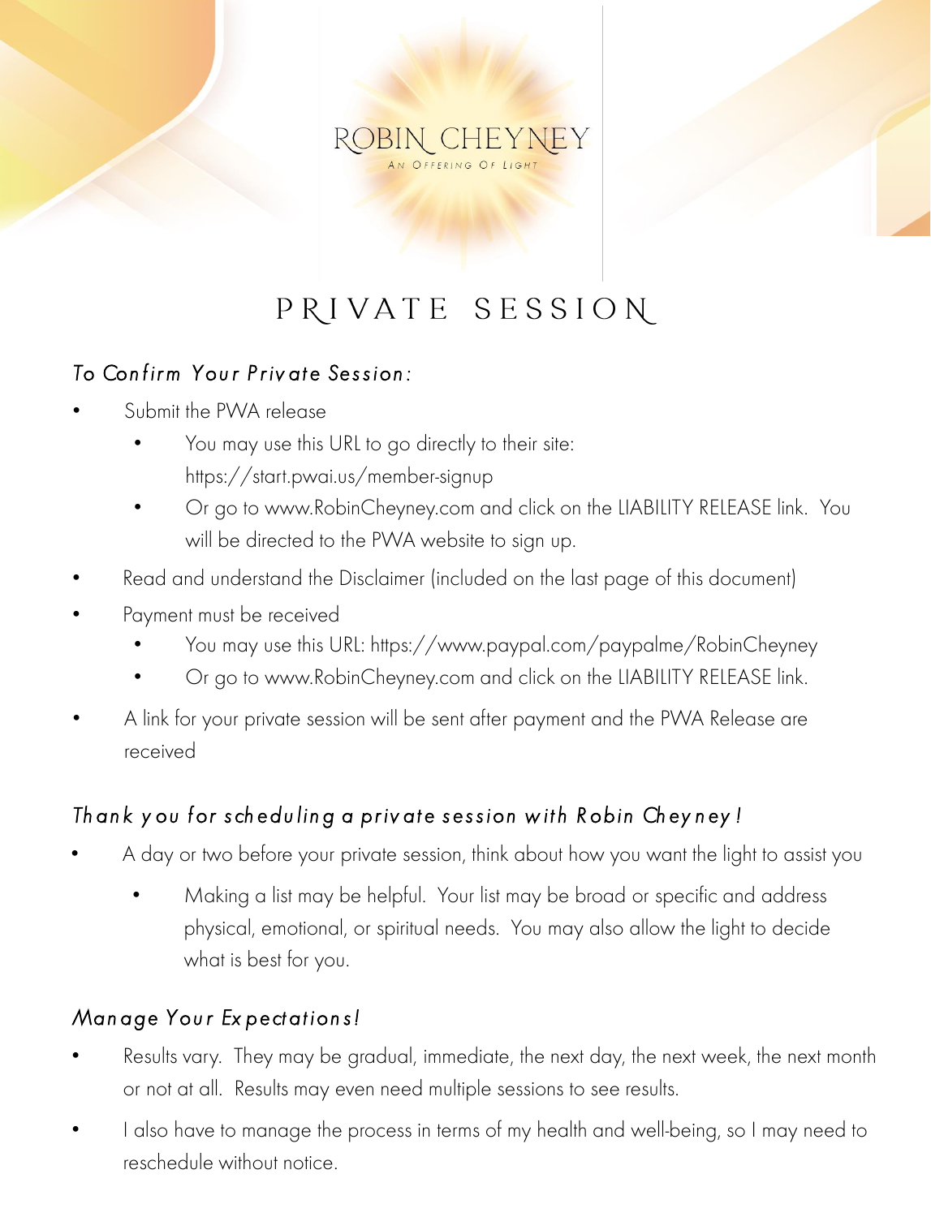ROBIN CHEYNEY

AN OFFERING OF LIGHT

# PRIVATE SESSION

### *To Confirm Your Private Session:*

- Submit the PWA release
    - You may use this URL to go directly to their site: https://start.pwai.us/member-signup
    - Or go to www.RobinCheyney.com and click on the LIABILITY RELEASE link. You will be directed to the PWA website to sign up.
- Read and understand the Disclaimer (included on the last page of this document)
- Payment must be received
    - You may use this URL: https://www.paypal.com/paypalme/RobinCheyney
    - Or go to www.RobinCheyney.com and click on the LIABILITY RELEASE link.
- A link for your private session will be sent after payment and the PWA Release are received

### *Thank you for scheduling a private session with Robin Cheyney!*

- A day or two before your private session, think about how you want the light to assist you
    - Making a list may be helpful. Your list may be broad or specific and address physical, emotional, or spiritual needs. You may also allow the light to decide what is best for you.

### *Manage Your Expectations!*

- Results vary. They may be gradual, immediate, the next day, the next week, the next month or not at all. Results may even need multiple sessions to see results.
- I also have to manage the process in terms of my health and well-being, so I may need to reschedule without notice.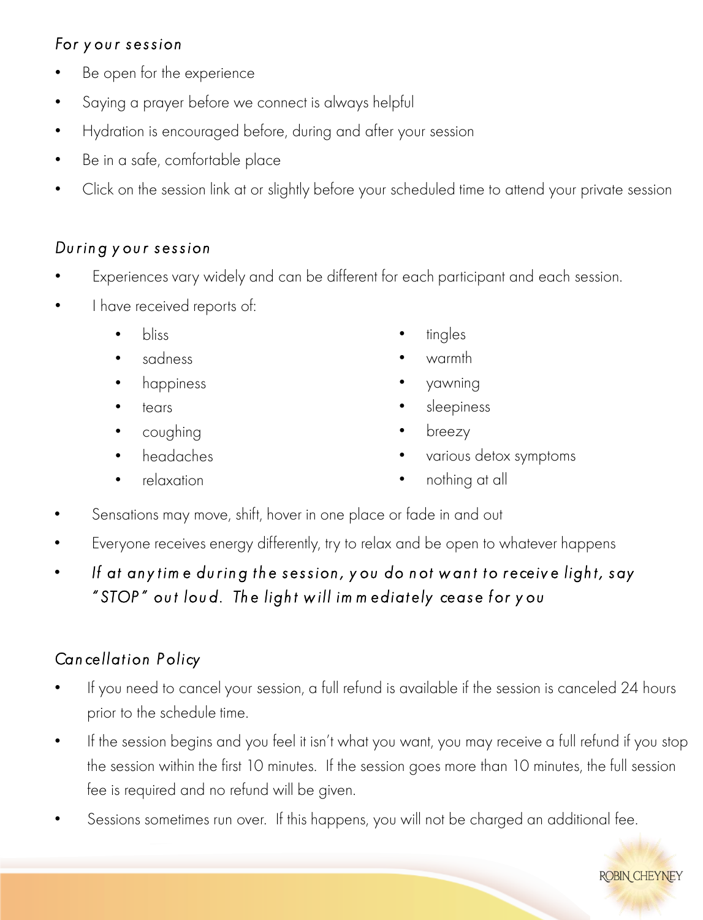## *For your session*

- Be open for the experience
- Saying a prayer before we connect is always helpful
- Hydration is encouraged before, during and after your session
- Be in a safe, comfortable place
- Click on the session link at or slightly before your scheduled time to attend your private session

## *During your session*

- Experiences vary widely and can be different for each participant and each session.
- I have received reports of:
  - bliss
  - sadness
  - happiness
  - tears
  - coughing
  - headaches
  - relaxation
  - tingles
  - warmth
  - yawning
  - sleepiness
  - breezy
  - various detox symptoms
  - nothing at all
- Sensations may move, shift, hover in one place or fade in and out
- Everyone receives energy differently, try to relax and be open to whatever happens
- *If at anytime during the session, you do not want to receive light, say "STOP" out loud. The light will immediately cease for you*

## *Cancellation Policy*

- If you need to cancel your session, a full refund is available if the session is canceled 24 hours prior to the schedule time.
- If the session begins and you feel it isn't what you want, you may receive a full refund if you stop the session within the first 10 minutes. If the session goes more than 10 minutes, the full session fee is required and no refund will be given.
- Sessions sometimes run over. If this happens, you will not be charged an additional fee.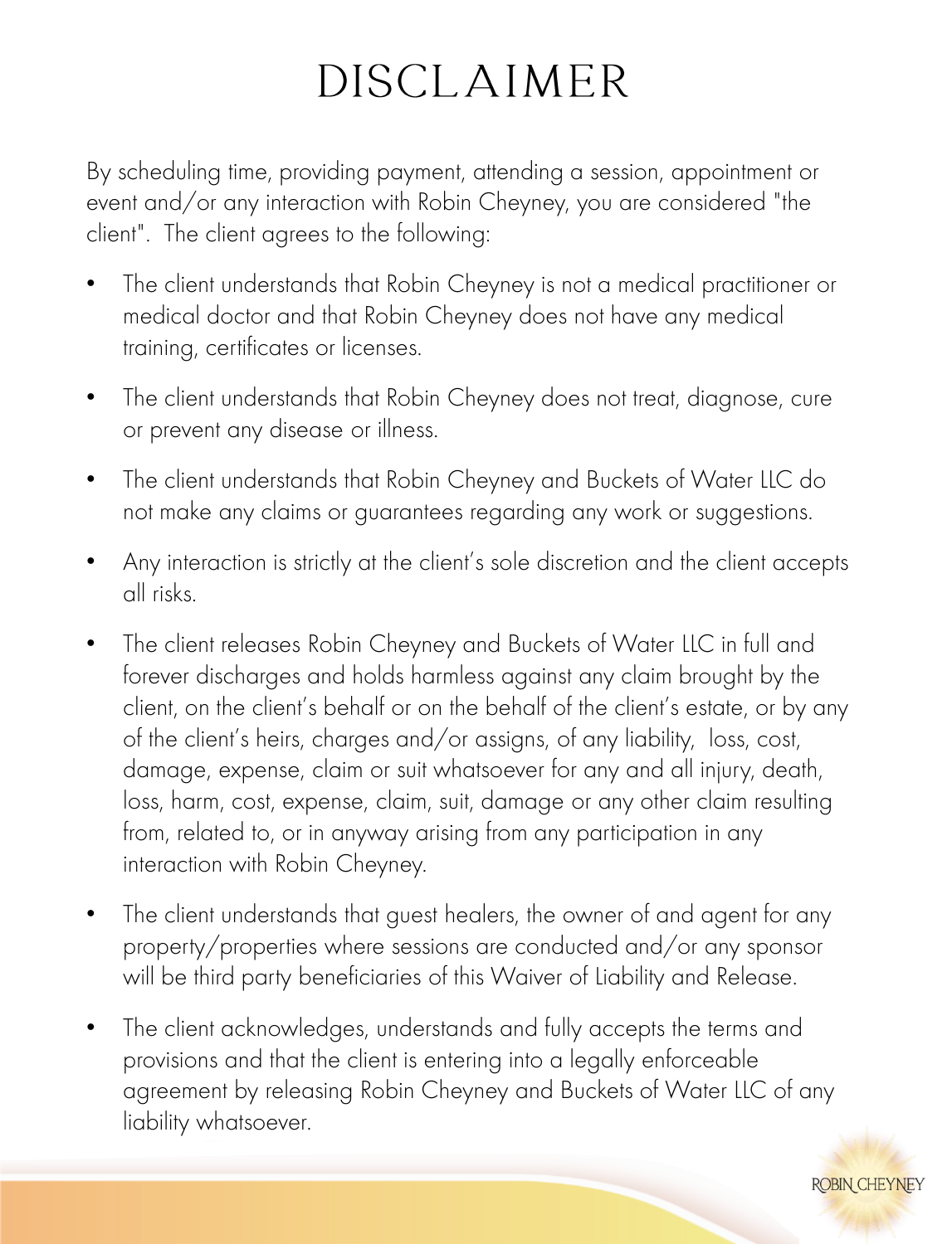# DISCLAIMER

By scheduling time, providing payment, attending a session, appointment or event and/or any interaction with Robin Cheyney, you are considered "the client". The client agrees to the following:

- The client understands that Robin Cheyney is not a medical practitioner or medical doctor and that Robin Cheyney does not have any medical training, certificates or licenses.
- The client understands that Robin Cheyney does not treat, diagnose, cure or prevent any disease or illness.
- The client understands that Robin Cheyney and Buckets of Water LLC do not make any claims or guarantees regarding any work or suggestions.
- Any interaction is strictly at the client's sole discretion and the client accepts all risks.
- The client releases Robin Cheyney and Buckets of Water LLC in full and forever discharges and holds harmless against any claim brought by the client, on the client's behalf or on the behalf of the client's estate, or by any of the client's heirs, charges and/or assigns, of any liability, loss, cost, damage, expense, claim or suit whatsoever for any and all injury, death, loss, harm, cost, expense, claim, suit, damage or any other claim resulting from, related to, or in anyway arising from any participation in any interaction with Robin Cheyney.
- The client understands that guest healers, the owner of and agent for any property/properties where sessions are conducted and/or any sponsor will be third party beneficiaries of this Waiver of Liability and Release.
- The client acknowledges, understands and fully accepts the terms and provisions and that the client is entering into a legally enforceable agreement by releasing Robin Cheyney and Buckets of Water LLC of any liability whatsoever.

ROBIN CHEYNEY